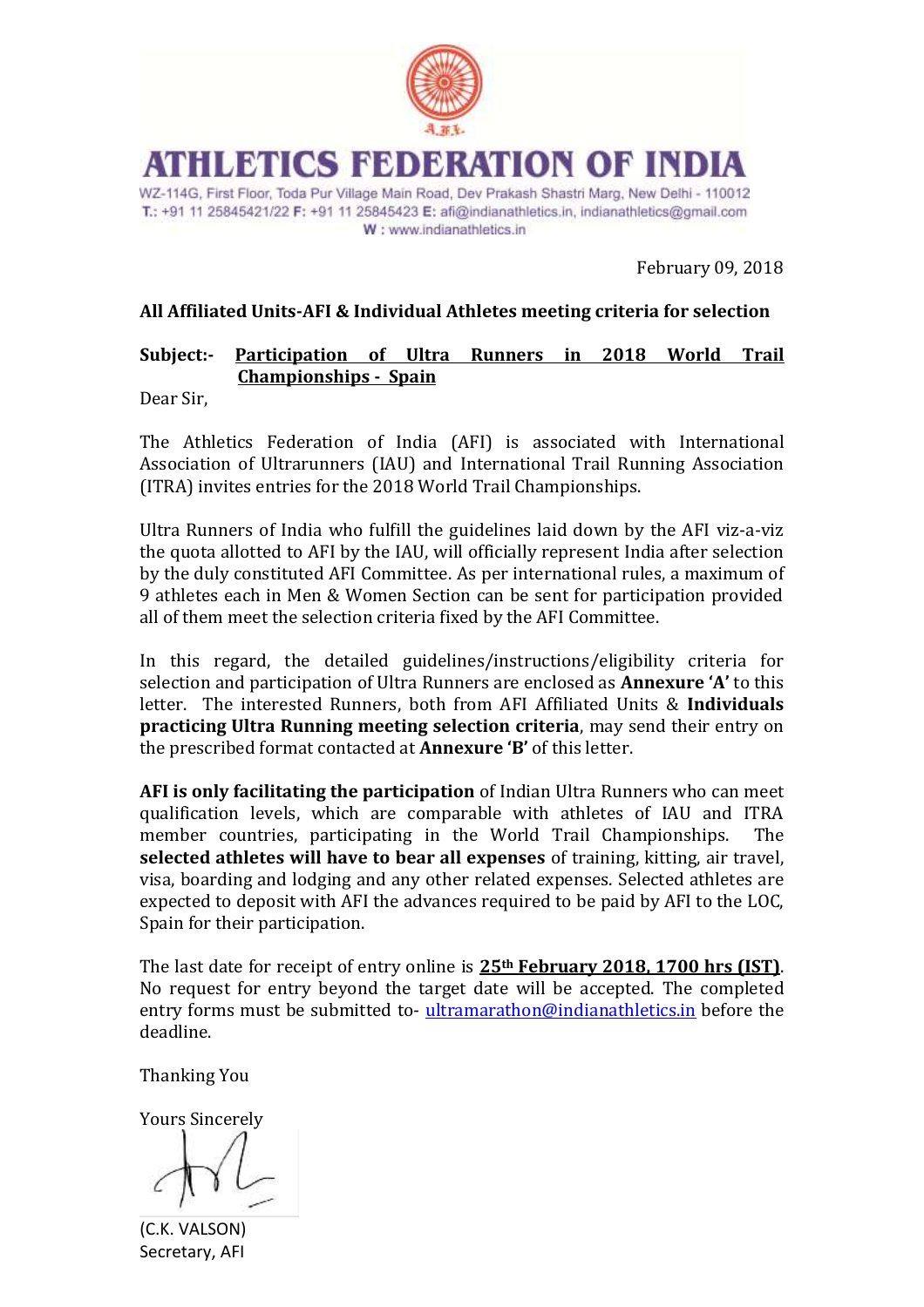# ATHLETICS FEDERATION OF INDIA

WZ-114G, First Floor, Toda Pur Village Main Road, Dev Prakash Shastri Marg, New Delhi - 110012
**T.:** +91 11 25845421/22 **F:** +91 11 25845423 **E:** afi@indianathletics.in, indianathletics@gmail.com
**W :** www.indianathletics.in

February 09, 2018

**All Affiliated Units-AFI & Individual Athletes meeting criteria for selection**

**Subject:-** **Participation of Ultra Runners in 2018 World Trail Championships - Spain**

Dear Sir,

The Athletics Federation of India (AFI) is associated with International Association of Ultrarunners (IAU) and International Trail Running Association (ITRA) invites entries for the 2018 World Trail Championships.

Ultra Runners of India who fulfill the guidelines laid down by the AFI viz-a-viz the quota allotted to AFI by the IAU, will officially represent India after selection by the duly constituted AFI Committee. As per international rules, a maximum of 9 athletes each in Men & Women Section can be sent for participation provided all of them meet the selection criteria fixed by the AFI Committee.

In this regard, the detailed guidelines/instructions/eligibility criteria for selection and participation of Ultra Runners are enclosed as **Annexure 'A'** to this letter. The interested Runners, both from AFI Affiliated Units & **Individuals practicing Ultra Running meeting selection criteria**, may send their entry on the prescribed format contacted at **Annexure 'B'** of this letter.

**AFI is only facilitating the participation** of Indian Ultra Runners who can meet qualification levels, which are comparable with athletes of IAU and ITRA member countries, participating in the World Trail Championships. The **selected athletes will have to bear all expenses** of training, kitting, air travel, visa, boarding and lodging and any other related expenses. Selected athletes are expected to deposit with AFI the advances required to be paid by AFI to the LOC, Spain for their participation.

The last date for receipt of entry online is **25th February 2018, 1700 hrs (IST)**. No request for entry beyond the target date will be accepted. The completed entry forms must be submitted to- ultramarathon@indianathletics.in before the deadline.

Thanking You

Yours Sincerely

(C.K. VALSON)
Secretary, AFI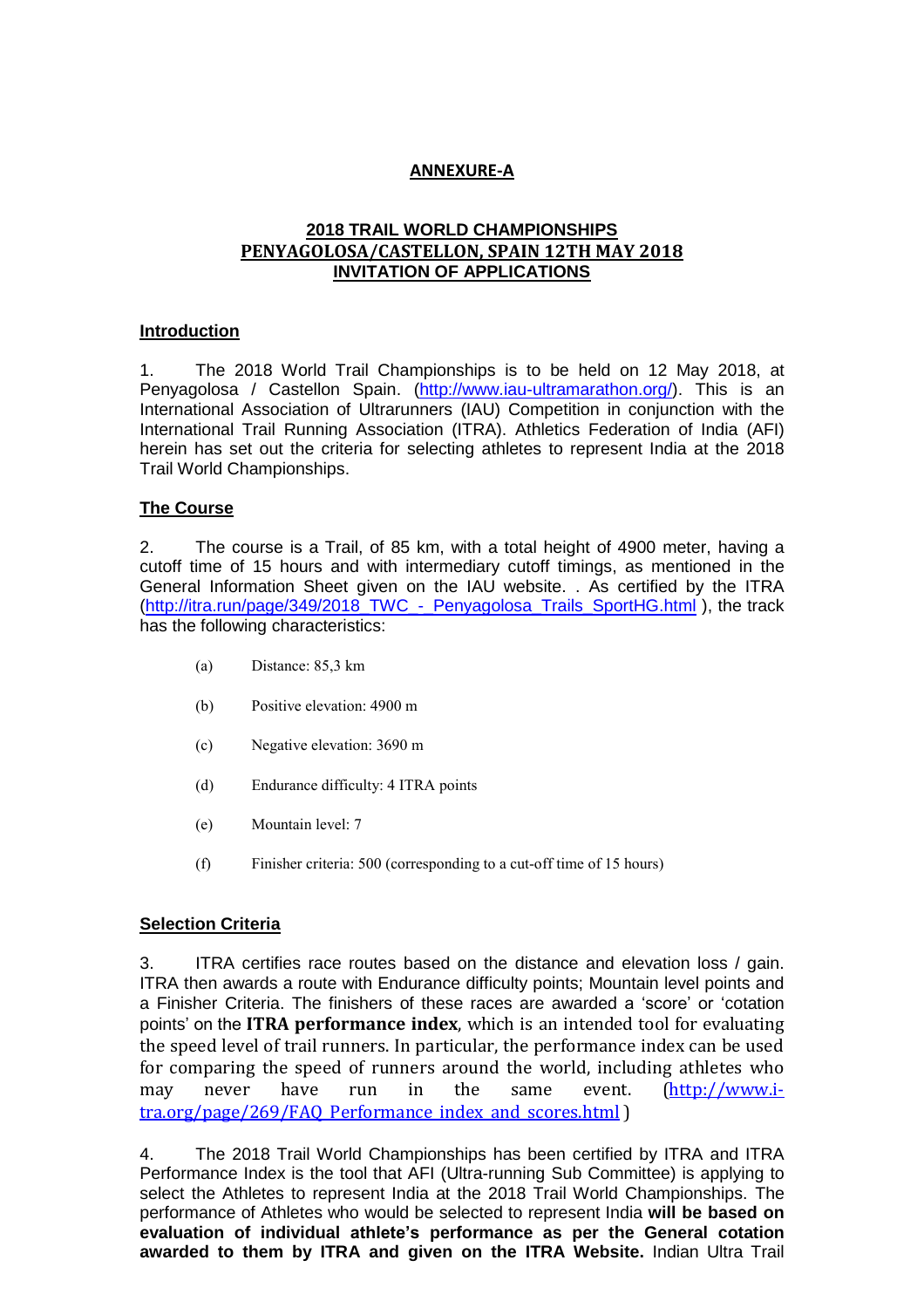# ANNEXURE-A

## 2018 TRAIL WORLD CHAMPIONSHIPS
## PENYAGOLOSA/CASTELLON, SPAIN 12TH MAY 2018
## INVITATION OF APPLICATIONS

### Introduction

1. The 2018 World Trail Championships is to be held on 12 May 2018, at Penyagolosa / Castellon Spain. (http://www.iau-ultramarathon.org/). This is an International Association of Ultrarunners (IAU) Competition in conjunction with the International Trail Running Association (ITRA). Athletics Federation of India (AFI) herein has set out the criteria for selecting athletes to represent India at the 2018 Trail World Championships.

### The Course

2. The course is a Trail, of 85 km, with a total height of 4900 meter, having a cutoff time of 15 hours and with intermediary cutoff timings, as mentioned in the General Information Sheet given on the IAU website. . As certified by the ITRA (http://itra.run/page/349/2018_TWC_-_Penyagolosa_Trails_SportHG.html ), the track has the following characteristics:

- (a) Distance: 85,3 km
- (b) Positive elevation: 4900 m
- (c) Negative elevation: 3690 m
- (d) Endurance difficulty: 4 ITRA points
- (e) Mountain level: 7
- (f) Finisher criteria: 500 (corresponding to a cut-off time of 15 hours)

### Selection Criteria

3. ITRA certifies race routes based on the distance and elevation loss / gain. ITRA then awards a route with Endurance difficulty points; Mountain level points and a Finisher Criteria. The finishers of these races are awarded a 'score' or 'cotation points' on the **ITRA performance index**, which is an intended tool for evaluating the speed level of trail runners. In particular, the performance index can be used for comparing the speed of runners around the world, including athletes who may never have run in the same event. (http://www.i-tra.org/page/269/FAQ_Performance_index_and_scores.html )

4. The 2018 Trail World Championships has been certified by ITRA and ITRA Performance Index is the tool that AFI (Ultra-running Sub Committee) is applying to select the Athletes to represent India at the 2018 Trail World Championships. The performance of Athletes who would be selected to represent India **will be based on evaluation of individual athlete's performance as per the General cotation awarded to them by ITRA and given on the ITRA Website.** Indian Ultra Trail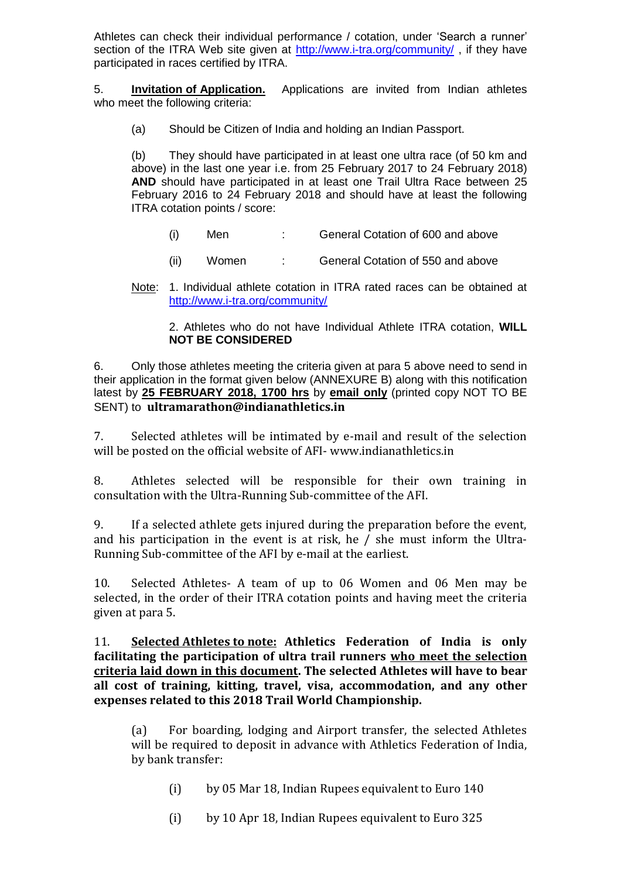Athletes can check their individual performance / cotation, under 'Search a runner' section of the ITRA Web site given at http://www.i-tra.org/community/ , if they have participated in races certified by ITRA.

5. **<u>Invitation of Application.</u>** Applications are invited from Indian athletes who meet the following criteria:

(a) Should be Citizen of India and holding an Indian Passport.

(b) They should have participated in at least one ultra race (of 50 km and above) in the last one year i.e. from 25 February 2017 to 24 February 2018) **AND** should have participated in at least one Trail Ultra Race between 25 February 2016 to 24 February 2018 and should have at least the following ITRA cotation points / score:

(i) Men : General Cotation of 600 and above

(ii) Women : General Cotation of 550 and above

<u>Note</u>: 1. Individual athlete cotation in ITRA rated races can be obtained at http://www.i-tra.org/community/

2. Athletes who do not have Individual Athlete ITRA cotation, **WILL NOT BE CONSIDERED**

6. Only those athletes meeting the criteria given at para 5 above need to send in their application in the format given below (ANNEXURE B) along with this notification latest by **<u>25 FEBRUARY 2018, 1700 hrs</u>** by **<u>email only</u>** (printed copy NOT TO BE SENT) to **ultramarathon@indianathletics.in**

7. Selected athletes will be intimated by e-mail and result of the selection will be posted on the official website of AFI- www.indianathletics.in

8. Athletes selected will be responsible for their own training in consultation with the Ultra-Running Sub-committee of the AFI.

9. If a selected athlete gets injured during the preparation before the event, and his participation in the event is at risk, he / she must inform the Ultra-Running Sub-committee of the AFI by e-mail at the earliest.

10. Selected Athletes- A team of up to 06 Women and 06 Men may be selected, in the order of their ITRA cotation points and having meet the criteria given at para 5.

11. **<u>Selected Athletes to note:</u> Athletics Federation of India is only facilitating the participation of ultra trail runners <u>who meet the selection criteria laid down in this document</u>. The selected Athletes will have to bear all cost of training, kitting, travel, visa, accommodation, and any other expenses related to this 2018 Trail World Championship.**

(a) For boarding, lodging and Airport transfer, the selected Athletes will be required to deposit in advance with Athletics Federation of India, by bank transfer:

(i) by 05 Mar 18, Indian Rupees equivalent to Euro 140

(i) by 10 Apr 18, Indian Rupees equivalent to Euro 325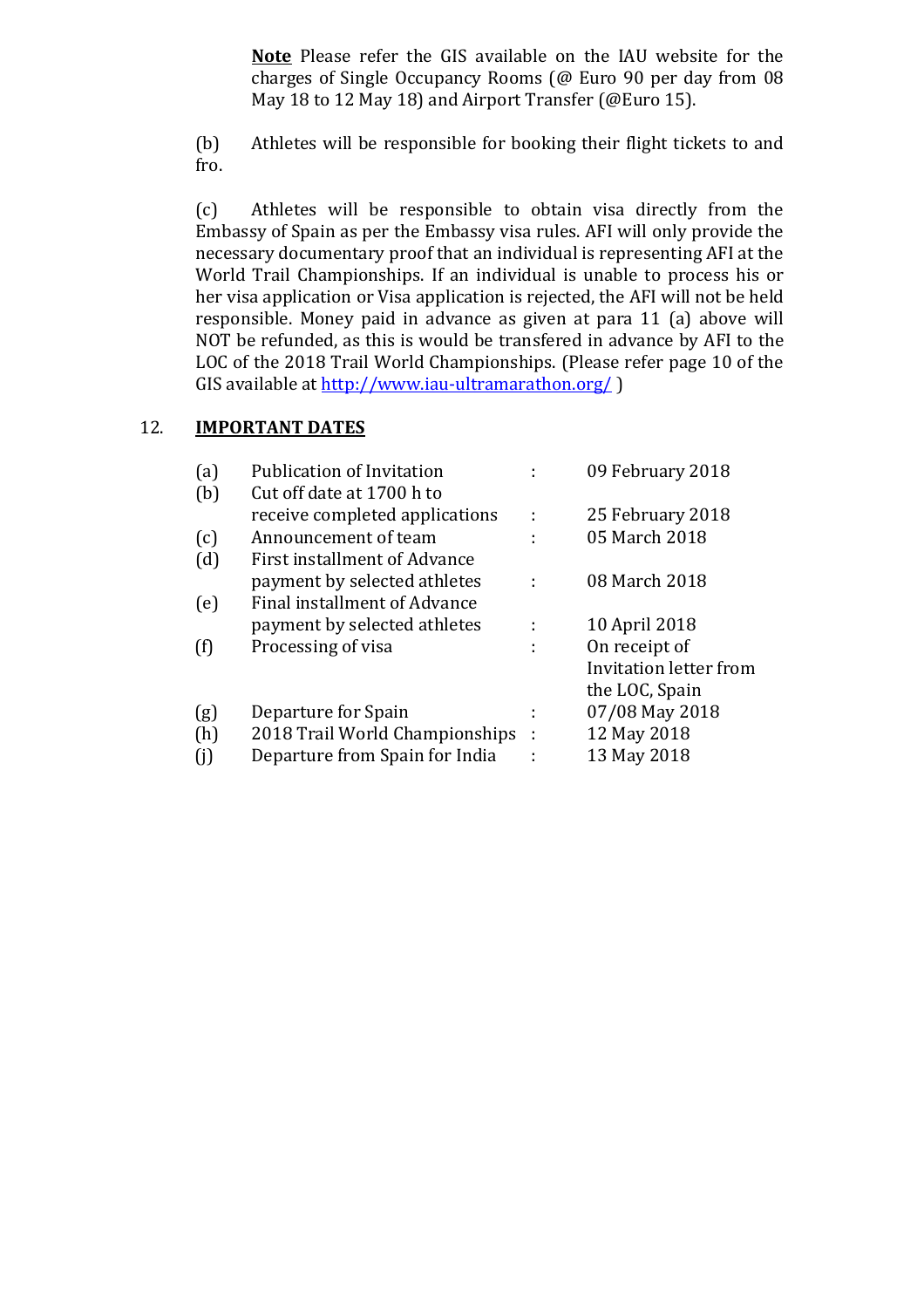**Note** Please refer the GIS available on the IAU website for the charges of Single Occupancy Rooms (@ Euro 90 per day from 08 May 18 to 12 May 18) and Airport Transfer (@Euro 15).

(b) Athletes will be responsible for booking their flight tickets to and fro.

(c) Athletes will be responsible to obtain visa directly from the Embassy of Spain as per the Embassy visa rules. AFI will only provide the necessary documentary proof that an individual is representing AFI at the World Trail Championships. If an individual is unable to process his or her visa application or Visa application is rejected, the AFI will not be held responsible. Money paid in advance as given at para 11 (a) above will NOT be refunded, as this is would be transfered in advance by AFI to the LOC of the 2018 Trail World Championships. (Please refer page 10 of the GIS available at http://www.iau-ultramarathon.org/ )

12. **IMPORTANT DATES**

| | | | |
|---|---|---|---|
| (a) | Publication of Invitation | : | 09 February 2018 |
| (b) | Cut off date at 1700 h to receive completed applications | : | 25 February 2018 |
| (c) | Announcement of team | : | 05 March 2018 |
| (d) | First installment of Advance payment by selected athletes | : | 08 March 2018 |
| (e) | Final installment of Advance payment by selected athletes | : | 10 April 2018 |
| (f) | Processing of visa | : | On receipt of Invitation letter from the LOC, Spain |
| (g) | Departure for Spain | : | 07/08 May 2018 |
| (h) | 2018 Trail World Championships | : | 12 May 2018 |
| (j) | Departure from Spain for India | : | 13 May 2018 |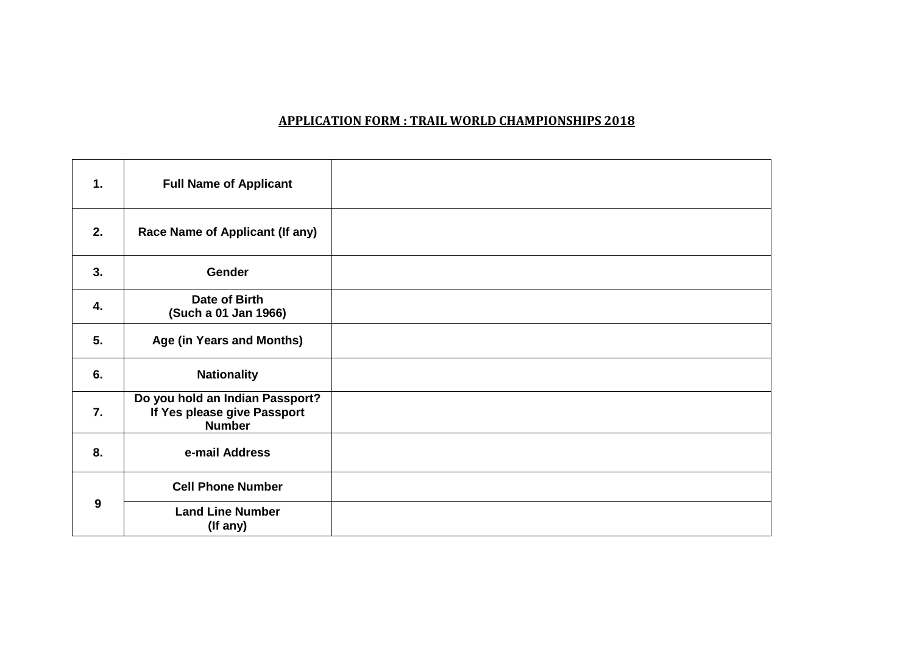## APPLICATION FORM : TRAIL WORLD CHAMPIONSHIPS 2018

| | | |
|---|---|---|
| **1.** | **Full Name of Applicant** | |
| **2.** | **Race Name of Applicant (If any)** | |
| **3.** | **Gender** | |
| **4.** | **Date of Birth (Such a 01 Jan 1966)** | |
| **5.** | **Age (in Years and Months)** | |
| **6.** | **Nationality** | |
| **7.** | **Do you hold an Indian Passport? If Yes please give Passport Number** | |
| **8.** | **e-mail Address** | |
| **9** | **Cell Phone Number** | |
| | **Land Line Number (If any)** | |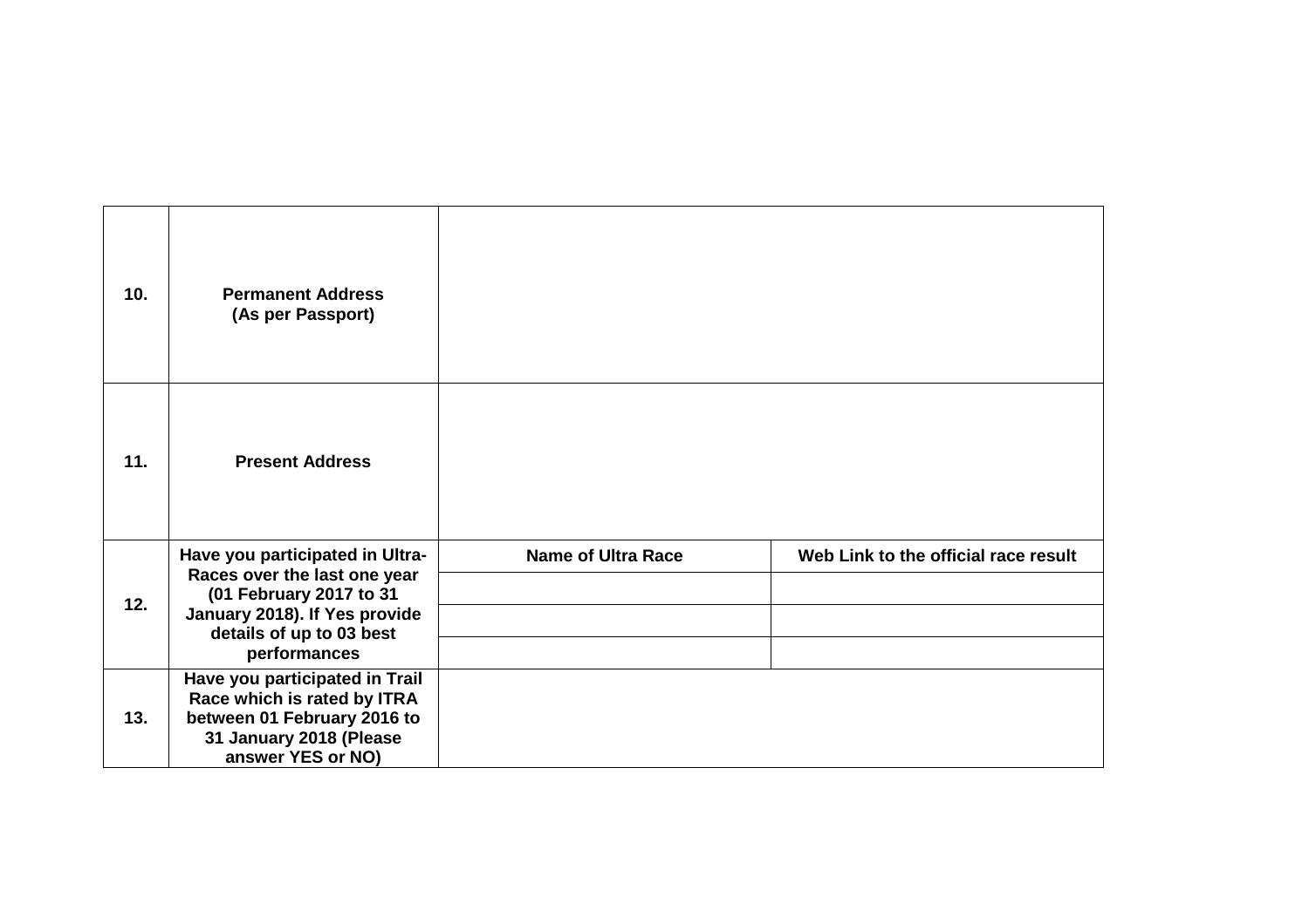| | | | |
|---|---|---|---|
| **10.** | **Permanent Address (As per Passport)** | | |
| **11.** | **Present Address** | | |
| **12.** | **Have you participated in Ultra-Races over the last one year (01 February 2017 to 31 January 2018). If Yes provide details of up to 03 best performances** | **Name of Ultra Race** | **Web Link to the official race result** |
| | | | |
| | | | |
| | | | |
| **13.** | **Have you participated in Trail Race which is rated by ITRA between 01 February 2016 to 31 January 2018 (Please answer YES or NO)** | | |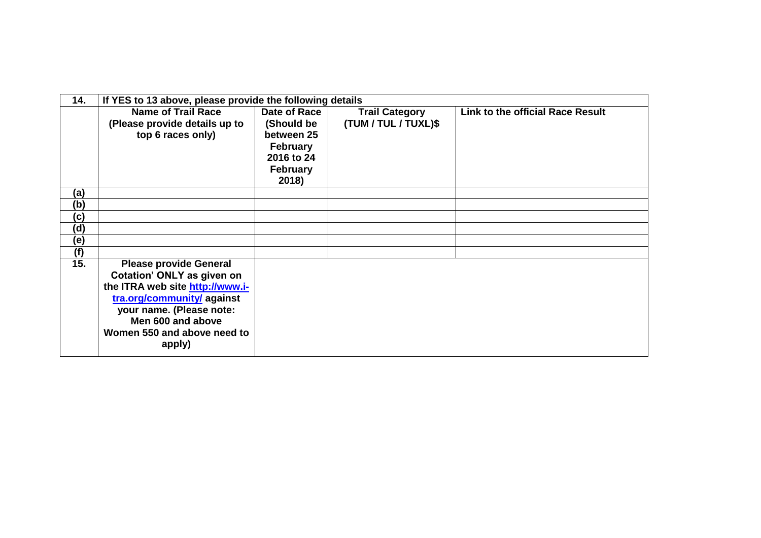| 14. | If YES to 13 above, please provide the following details | | | |
|---|---|---|---|---|
| | **Name of Trail Race (Please provide details up to top 6 races only)** | **Date of Race (Should be between 25 February 2016 to 24 February 2018)** | **Trail Category (TUM / TUL / TUXL)$** | **Link to the official Race Result** |
| (a) | | | | |
| (b) | | | | |
| (c) | | | | |
| (d) | | | | |
| (e) | | | | |
| (f) | | | | |
| 15. | **Please provide General Cotation' ONLY as given on the ITRA web site [http://www.i-tra.org/community/](http://www.i-tra.org/community/) against your name. (Please note: Men 600 and above Women 550 and above need to apply)** | | | |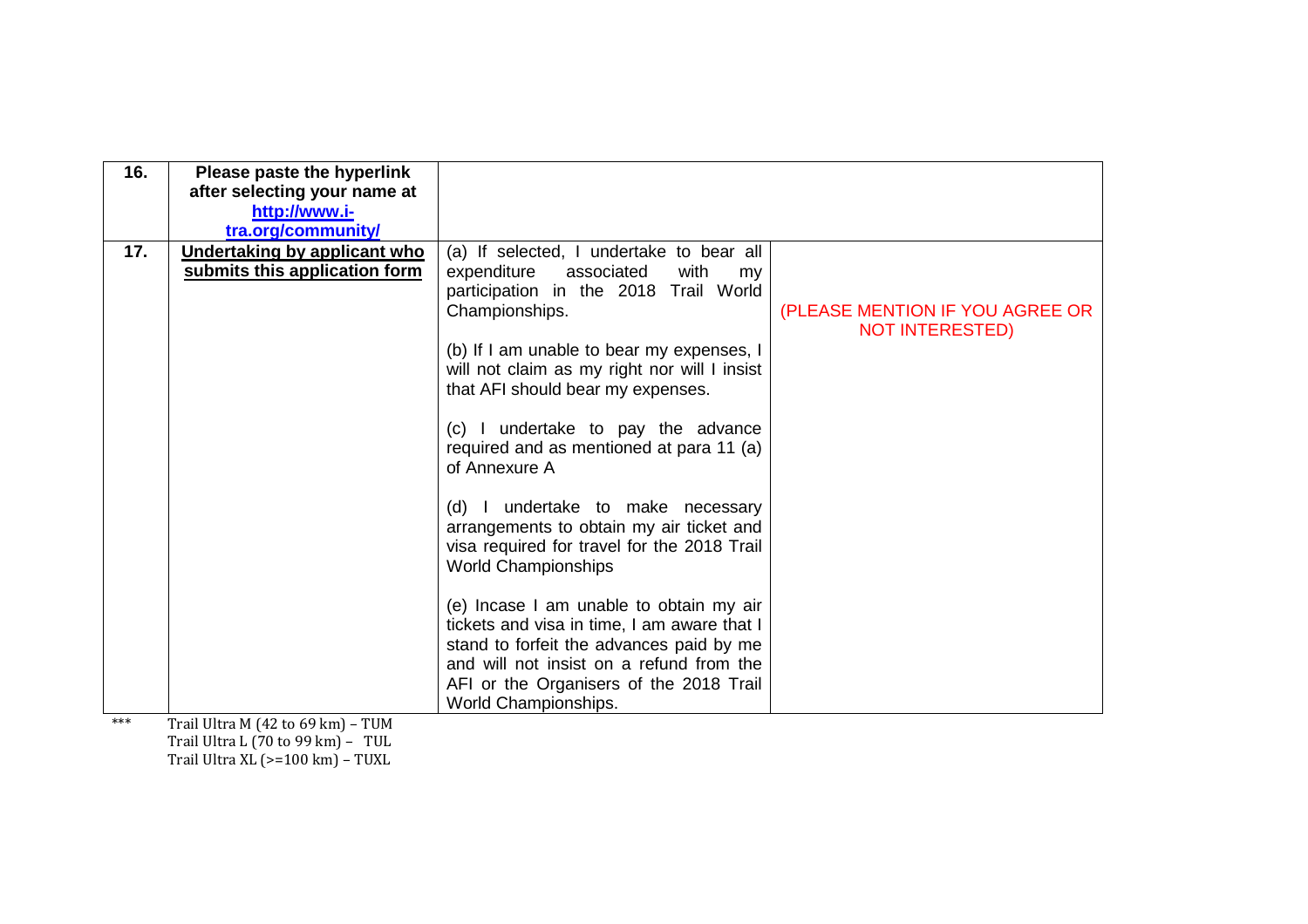| | | | |
|---|---|---|---|
| 16. | **Please paste the hyperlink after selecting your name at [http://www.i-tra.org/community/](http://www.i-tra.org/community/)** | | |
| 17. | **Undertaking by applicant who submits this application form** | (a) If selected, I undertake to bear all expenditure associated with my participation in the 2018 Trail World Championships.<br><br>(b) If I am unable to bear my expenses, I will not claim as my right nor will I insist that AFI should bear my expenses.<br><br>(c) I undertake to pay the advance required and as mentioned at para 11 (a) of Annexure A<br><br>(d) I undertake to make necessary arrangements to obtain my air ticket and visa required for travel for the 2018 Trail World Championships<br><br>(e) Incase I am unable to obtain my air tickets and visa in time, I am aware that I stand to forfeit the advances paid by me and will not insist on a refund from the AFI or the Organisers of the 2018 Trail World Championships. | (PLEASE MENTION IF YOU AGREE OR NOT INTERESTED) |

*** Trail Ultra M (42 to 69 km) – TUM
Trail Ultra L (70 to 99 km) – TUL
Trail Ultra XL (>=100 km) – TUXL